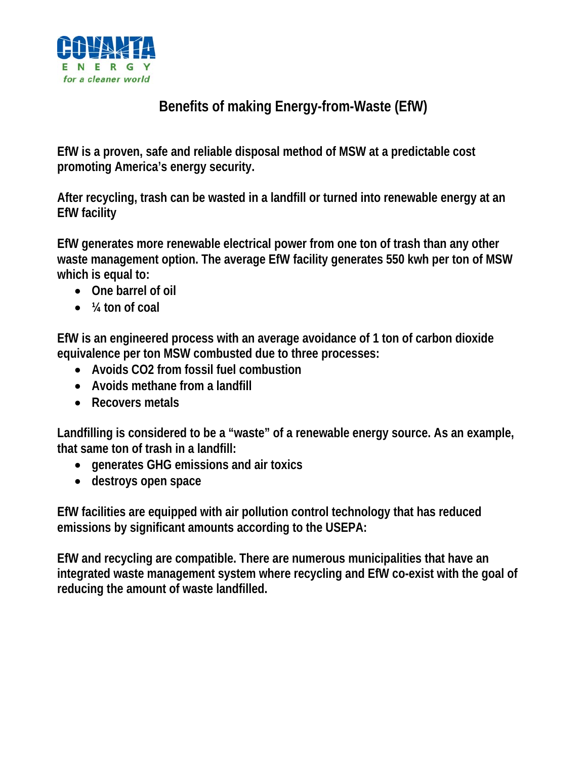COVANTA
ENERGY
*for a cleaner world*

# Benefits of making Energy-from-Waste (EfW)

**EfW is a proven, safe and reliable disposal method of MSW at a predictable cost promoting America's energy security.**

**After recycling, trash can be wasted in a landfill or turned into renewable energy at an EfW facility**

**EfW generates more renewable electrical power from one ton of trash than any other waste management option. The average EfW facility generates 550 kwh per ton of MSW which is equal to:**

- **One barrel of oil**
- **¼ ton of coal**

**EfW is an engineered process with an average avoidance of 1 ton of carbon dioxide equivalence per ton MSW combusted due to three processes:**

- **Avoids $CO_2$ from fossil fuel combustion**
- **Avoids methane from a landfill**
- **Recovers metals**

**Landfilling is considered to be a "waste" of a renewable energy source. As an example, that same ton of trash in a landfill:**

- **generates GHG emissions and air toxics**
- **destroys open space**

**EfW facilities are equipped with air pollution control technology that has reduced emissions by significant amounts according to the USEPA:**

**EfW and recycling are compatible. There are numerous municipalities that have an integrated waste management system where recycling and EfW co-exist with the goal of reducing the amount of waste landfilled.**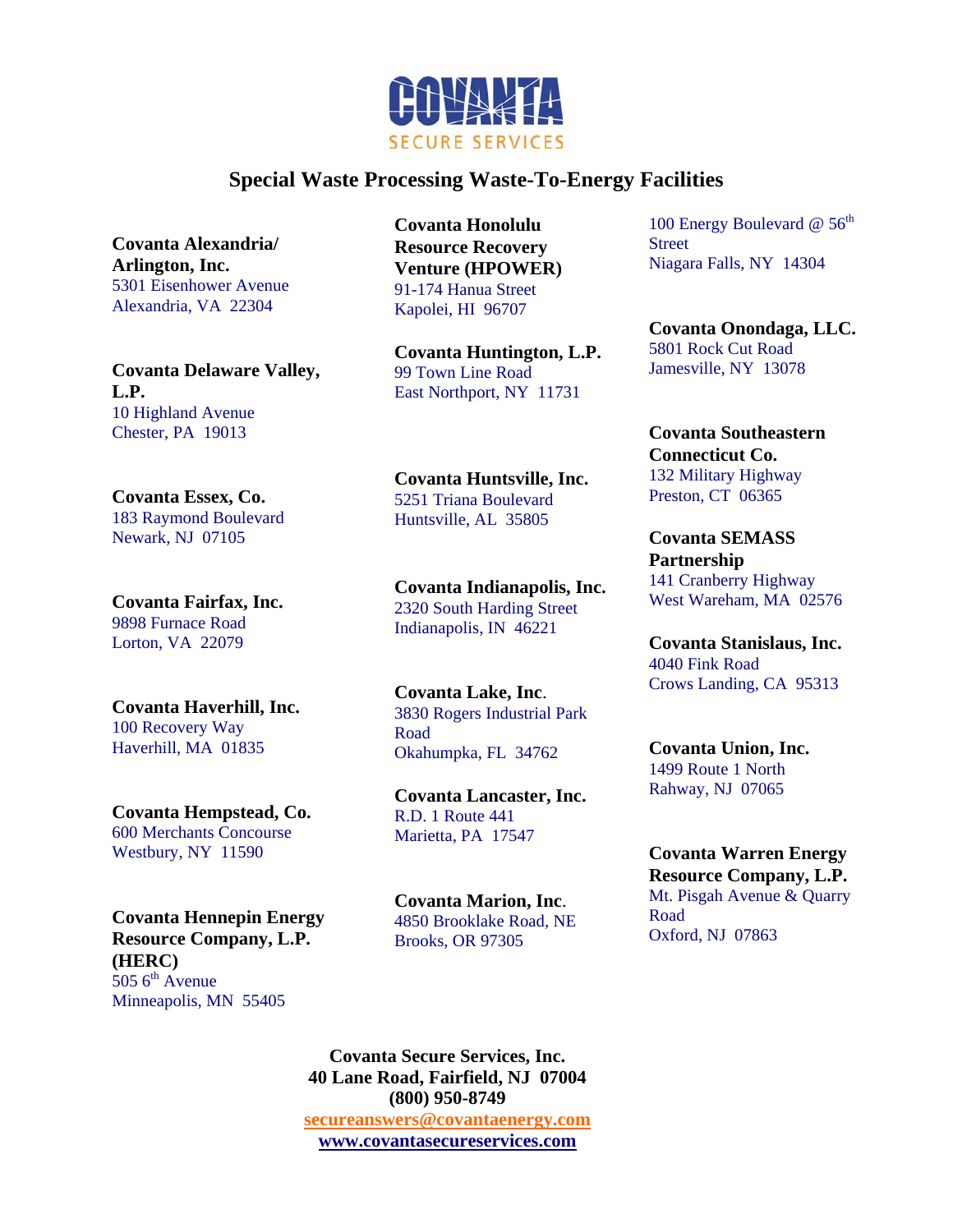COVANTA SECURE SERVICES

## Special Waste Processing Waste-To-Energy Facilities

**Covanta Alexandria/ Arlington, Inc.**
5301 Eisenhower Avenue
Alexandria, VA 22304

**Covanta Delaware Valley, L.P.**
10 Highland Avenue
Chester, PA 19013

**Covanta Essex, Co.**
183 Raymond Boulevard
Newark, NJ 07105

**Covanta Fairfax, Inc.**
9898 Furnace Road
Lorton, VA 22079

**Covanta Haverhill, Inc.**
100 Recovery Way
Haverhill, MA 01835

**Covanta Hempstead, Co.**
600 Merchants Concourse
Westbury, NY 11590

**Covanta Hennepin Energy Resource Company, L.P. (HERC)**
505 6th Avenue
Minneapolis, MN 55405

**Covanta Honolulu Resource Recovery Venture (HPOWER)**
91-174 Hanua Street
Kapolei, HI 96707

**Covanta Huntington, L.P.**
99 Town Line Road
East Northport, NY 11731

**Covanta Huntsville, Inc.**
5251 Triana Boulevard
Huntsville, AL 35805

**Covanta Indianapolis, Inc.**
2320 South Harding Street
Indianapolis, IN 46221

**Covanta Lake, Inc.**
3830 Rogers Industrial Park Road
Okahumpka, FL 34762

**Covanta Lancaster, Inc.**
R.D. 1 Route 441
Marietta, PA 17547

**Covanta Marion, Inc.**
4850 Brooklake Road, NE
Brooks, OR 97305

100 Energy Boulevard @ 56th Street
Niagara Falls, NY 14304

**Covanta Onondaga, LLC.**
5801 Rock Cut Road
Jamesville, NY 13078

**Covanta Southeastern Connecticut Co.**
132 Military Highway
Preston, CT 06365

**Covanta SEMASS Partnership**
141 Cranberry Highway
West Wareham, MA 02576

**Covanta Stanislaus, Inc.**
4040 Fink Road
Crows Landing, CA 95313

**Covanta Union, Inc.**
1499 Route 1 North
Rahway, NJ 07065

**Covanta Warren Energy Resource Company, L.P.**
Mt. Pisgah Avenue & Quarry Road
Oxford, NJ 07863

**Covanta Secure Services, Inc.**
**40 Lane Road, Fairfield, NJ 07004**
**(800) 950-8749**
**secureanswers@covantaenergy.com**
**www.covantasecureservices.com**